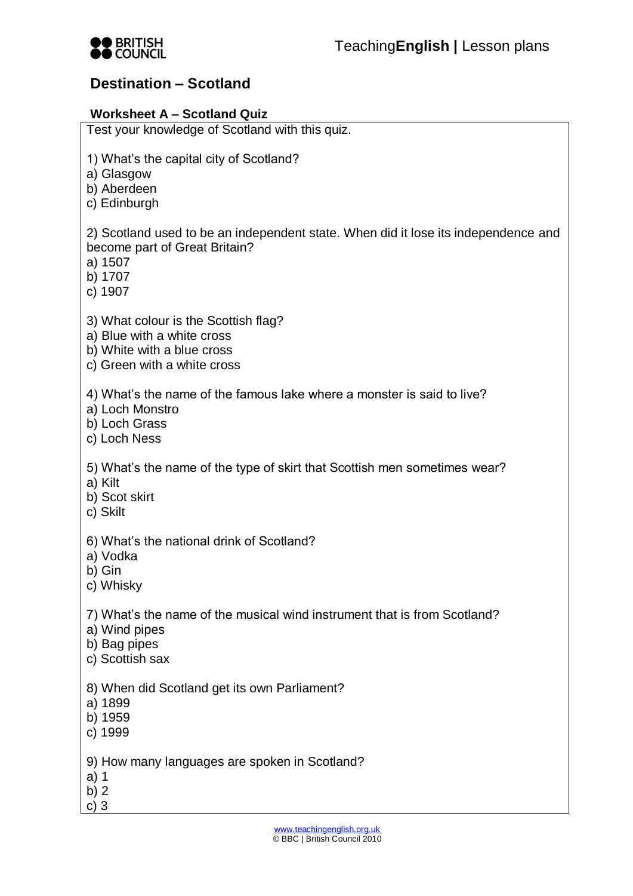# Destination – Scotland

## Worksheet A – Scotland Quiz

Test your knowledge of Scotland with this quiz.

1) What's the capital city of Scotland?
a) Glasgow
b) Aberdeen
c) Edinburgh

2) Scotland used to be an independent state. When did it lose its independence and become part of Great Britain?
a) 1507
b) 1707
c) 1907

3) What colour is the Scottish flag?
a) Blue with a white cross
b) White with a blue cross
c) Green with a white cross

4) What's the name of the famous lake where a monster is said to live?
a) Loch Monstro
b) Loch Grass
c) Loch Ness

5) What's the name of the type of skirt that Scottish men sometimes wear?
a) Kilt
b) Scot skirt
c) Skilt

6) What's the national drink of Scotland?
a) Vodka
b) Gin
c) Whisky

7) What's the name of the musical wind instrument that is from Scotland?
a) Wind pipes
b) Bag pipes
c) Scottish sax

8) When did Scotland get its own Parliament?
a) 1899
b) 1959
c) 1999

9) How many languages are spoken in Scotland?
a) 1
b) 2
c) 3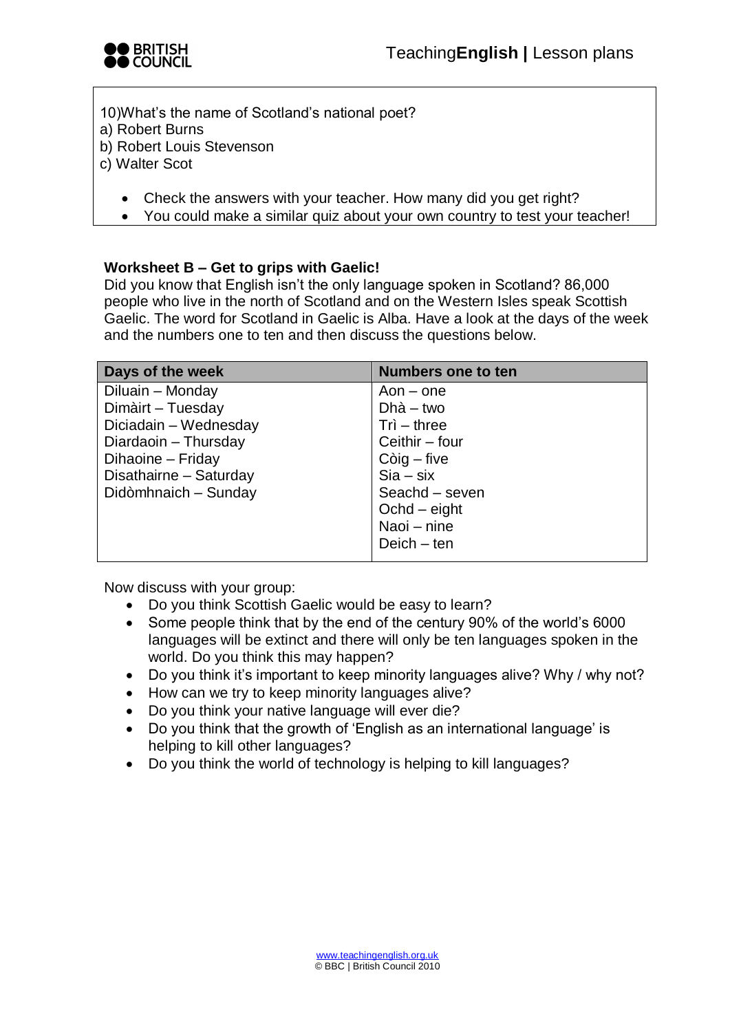10)What's the name of Scotland's national poet?
a) Robert Burns
b) Robert Louis Stevenson
c) Walter Scot

- Check the answers with your teacher. How many did you get right?
- You could make a similar quiz about your own country to test your teacher!

**Worksheet B – Get to grips with Gaelic!**
Did you know that English isn't the only language spoken in Scotland? 86,000 people who live in the north of Scotland and on the Western Isles speak Scottish Gaelic. The word for Scotland in Gaelic is Alba. Have a look at the days of the week and the numbers one to ten and then discuss the questions below.

| Days of the week | Numbers one to ten |
|---|---|
| Diluain – Monday | Aon – one |
| Dimàirt – Tuesday | Dhà – two |
| Diciadain – Wednesday | Trì – three |
| Diardaoin – Thursday | Ceithir – four |
| Dihaoine – Friday | Còig – five |
| Disathairne – Saturday | Sia – six |
| Didòmhnaich – Sunday | Seachd – seven |
| | Ochd – eight |
| | Naoi – nine |
| | Deich – ten |

Now discuss with your group:

- Do you think Scottish Gaelic would be easy to learn?
- Some people think that by the end of the century 90% of the world's 6000 languages will be extinct and there will only be ten languages spoken in the world. Do you think this may happen?
- Do you think it's important to keep minority languages alive? Why / why not?
- How can we try to keep minority languages alive?
- Do you think your native language will ever die?
- Do you think that the growth of 'English as an international language' is helping to kill other languages?
- Do you think the world of technology is helping to kill languages?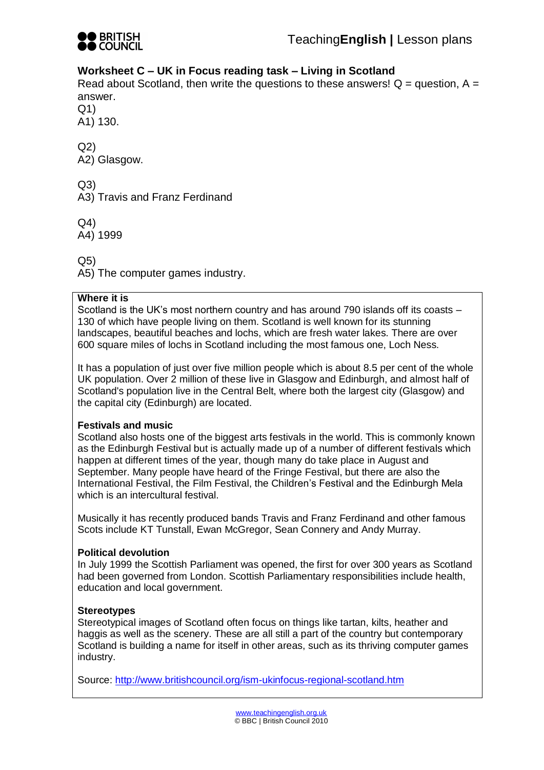## Worksheet C – UK in Focus reading task – Living in Scotland

Read about Scotland, then write the questions to these answers! Q = question, A = answer.

Q1)
A1) 130.

Q2)
A2) Glasgow.

Q3)
A3) Travis and Franz Ferdinand

Q4)
A4) 1999

Q5)
A5) The computer games industry.

**Where it is**

Scotland is the UK's most northern country and has around 790 islands off its coasts – 130 of which have people living on them. Scotland is well known for its stunning landscapes, beautiful beaches and lochs, which are fresh water lakes. There are over 600 square miles of lochs in Scotland including the most famous one, Loch Ness.

It has a population of just over five million people which is about 8.5 per cent of the whole UK population. Over 2 million of these live in Glasgow and Edinburgh, and almost half of Scotland's population live in the Central Belt, where both the largest city (Glasgow) and the capital city (Edinburgh) are located.

**Festivals and music**

Scotland also hosts one of the biggest arts festivals in the world. This is commonly known as the Edinburgh Festival but is actually made up of a number of different festivals which happen at different times of the year, though many do take place in August and September. Many people have heard of the Fringe Festival, but there are also the International Festival, the Film Festival, the Children's Festival and the Edinburgh Mela which is an intercultural festival.

Musically it has recently produced bands Travis and Franz Ferdinand and other famous Scots include KT Tunstall, Ewan McGregor, Sean Connery and Andy Murray.

**Political devolution**

In July 1999 the Scottish Parliament was opened, the first for over 300 years as Scotland had been governed from London. Scottish Parliamentary responsibilities include health, education and local government.

**Stereotypes**

Stereotypical images of Scotland often focus on things like tartan, kilts, heather and haggis as well as the scenery. These are all still a part of the country but contemporary Scotland is building a name for itself in other areas, such as its thriving computer games industry.

Source: http://www.britishcouncil.org/ism-ukinfocus-regional-scotland.htm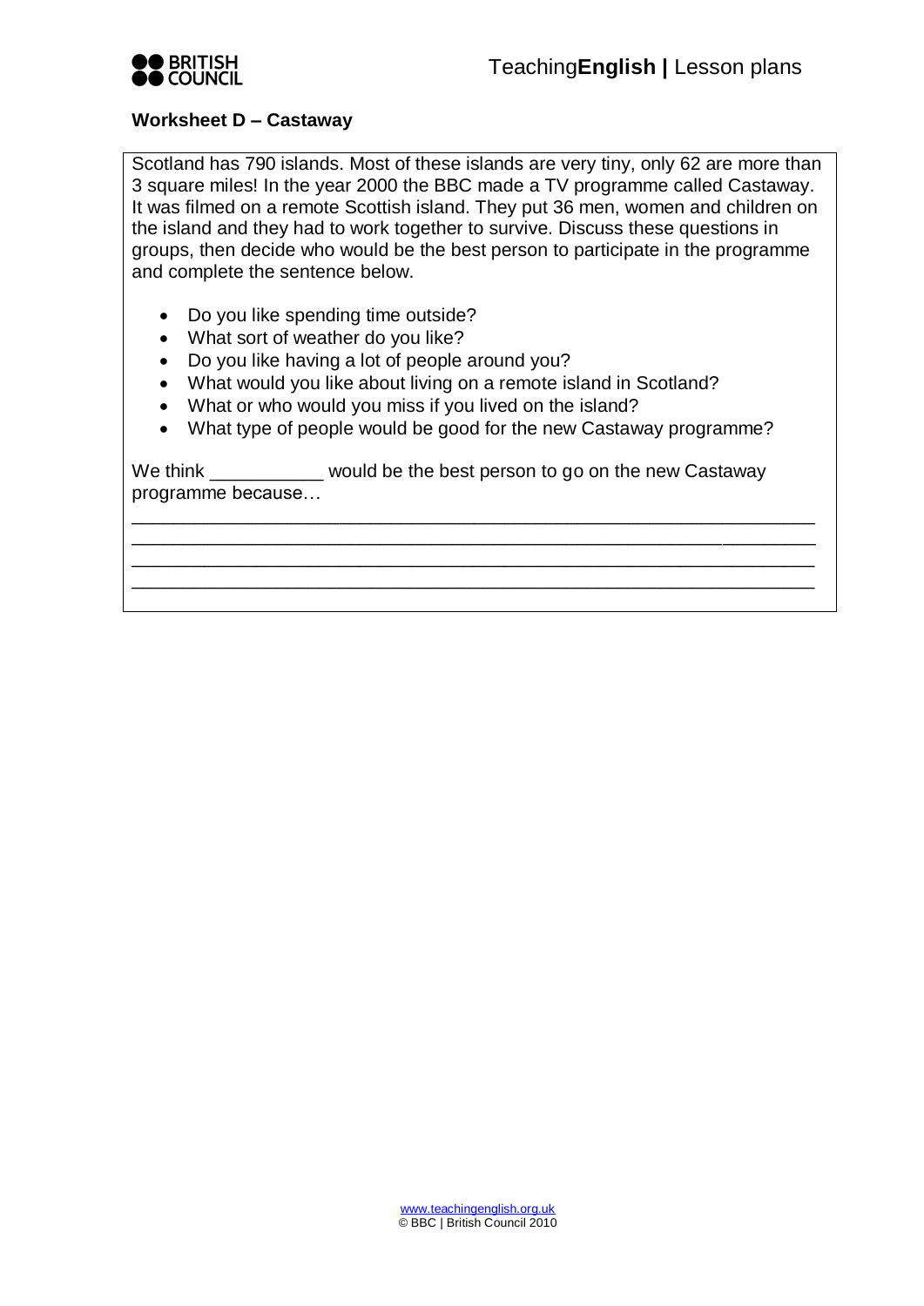**Worksheet D – Castaway**

Scotland has 790 islands. Most of these islands are very tiny, only 62 are more than 3 square miles! In the year 2000 the BBC made a TV programme called Castaway. It was filmed on a remote Scottish island. They put 36 men, women and children on the island and they had to work together to survive. Discuss these questions in groups, then decide who would be the best person to participate in the programme and complete the sentence below.

- Do you like spending time outside?
- What sort of weather do you like?
- Do you like having a lot of people around you?
- What would you like about living on a remote island in Scotland?
- What or who would you miss if you lived on the island?
- What type of people would be good for the new Castaway programme?

We think ___________ would be the best person to go on the new Castaway programme because…

________________________________________________________________
________________________________________________________________
________________________________________________________________
________________________________________________________________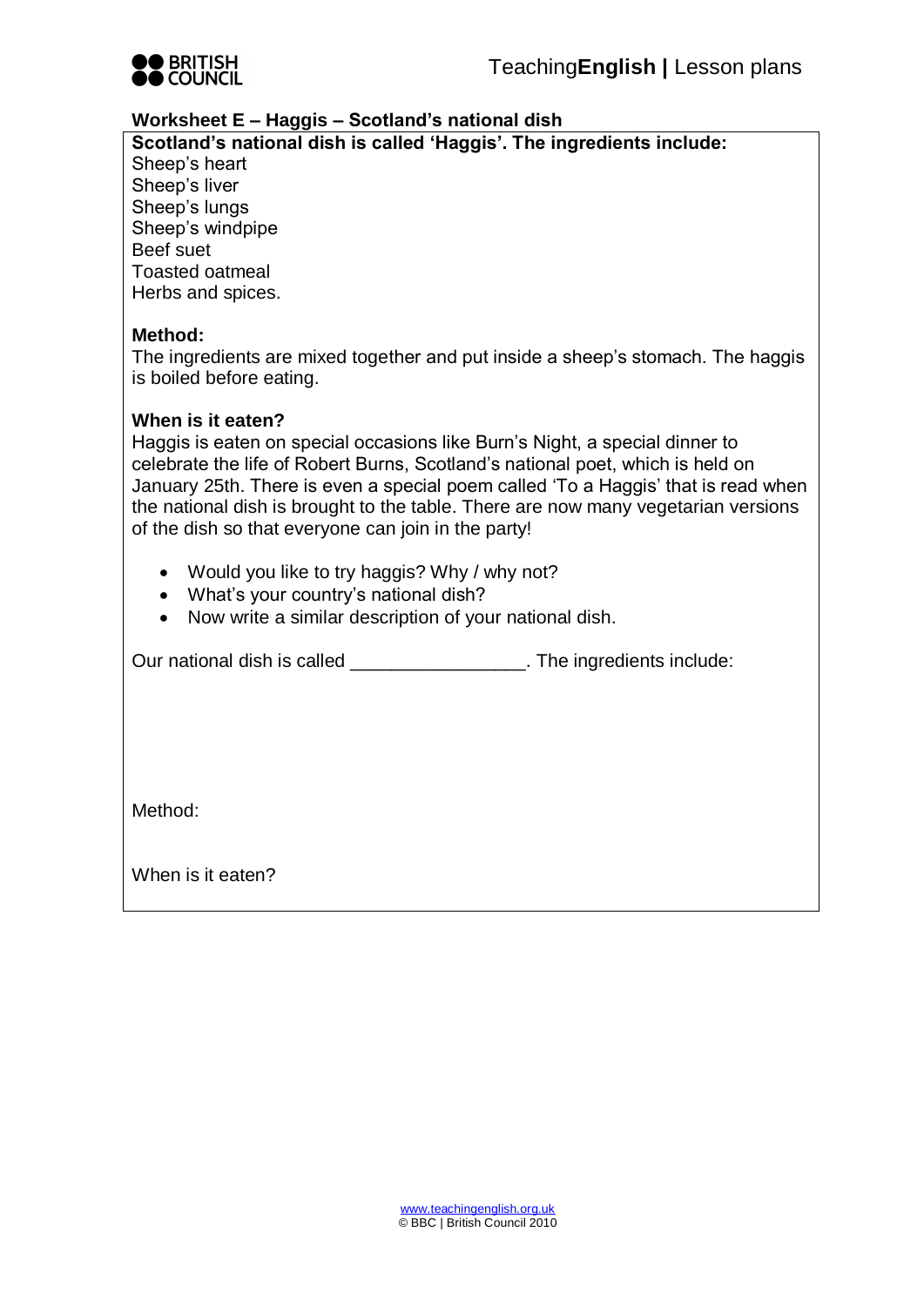## Worksheet E – Haggis – Scotland's national dish

**Scotland's national dish is called 'Haggis'. The ingredients include:**

Sheep's heart
Sheep's liver
Sheep's lungs
Sheep's windpipe
Beef suet
Toasted oatmeal
Herbs and spices.

**Method:**

The ingredients are mixed together and put inside a sheep's stomach. The haggis is boiled before eating.

**When is it eaten?**

Haggis is eaten on special occasions like Burn's Night, a special dinner to celebrate the life of Robert Burns, Scotland's national poet, which is held on January 25th. There is even a special poem called 'To a Haggis' that is read when the national dish is brought to the table. There are now many vegetarian versions of the dish so that everyone can join in the party!

- Would you like to try haggis? Why / why not?
- What's your country's national dish?
- Now write a similar description of your national dish.

Our national dish is called ________________. The ingredients include:

Method:

When is it eaten?